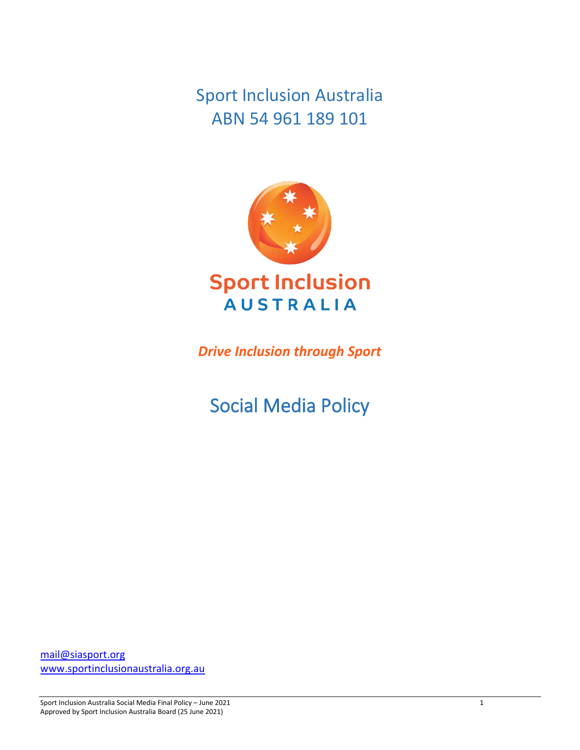# Sport Inclusion Australia
ABN 54 961 189 101

Sport Inclusion
AUSTRALIA

***Drive Inclusion through Sport***

## Social Media Policy

mail@siasport.org
www.sportinclusionaustralia.org.au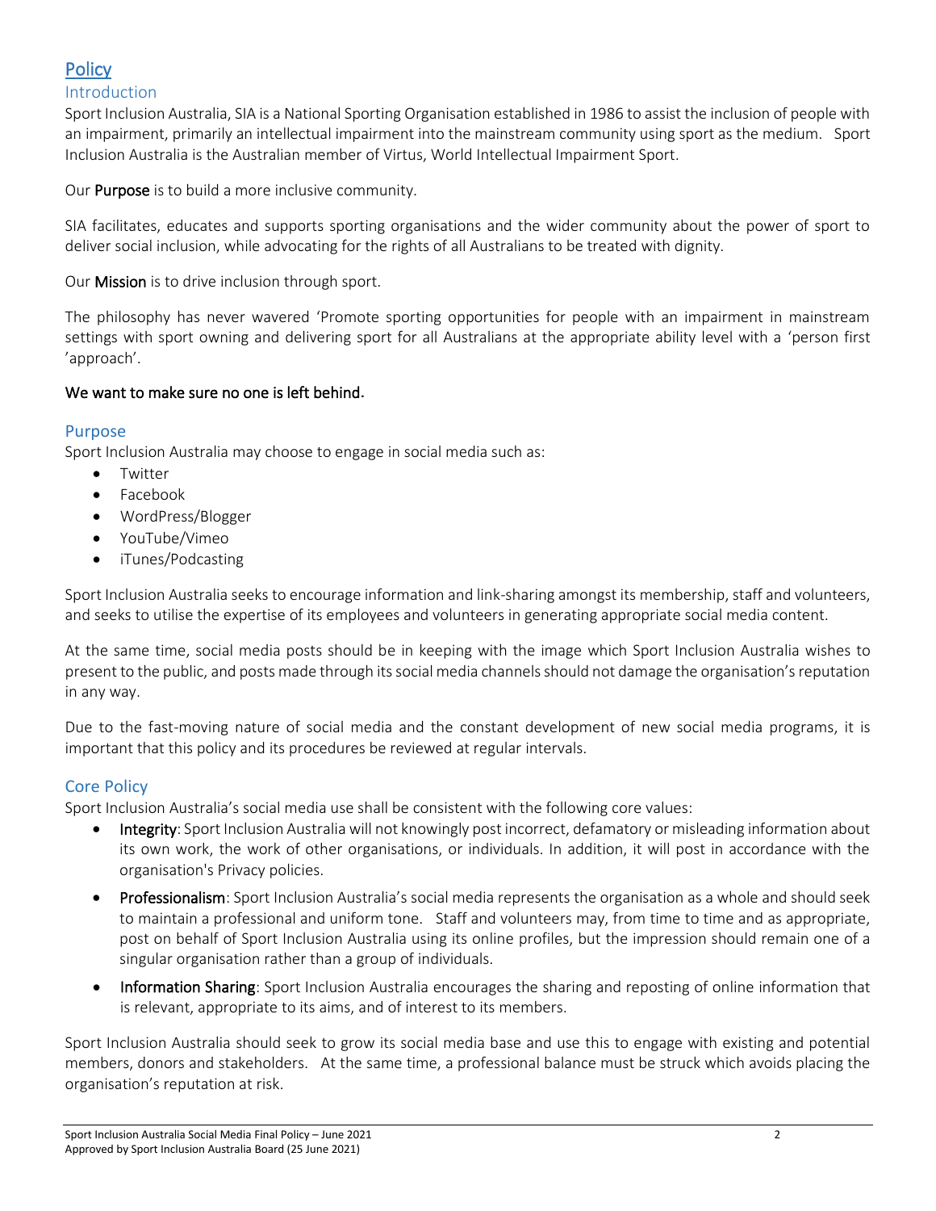# Policy

## Introduction

Sport Inclusion Australia, SIA is a National Sporting Organisation established in 1986 to assist the inclusion of people with an impairment, primarily an intellectual impairment into the mainstream community using sport as the medium. Sport Inclusion Australia is the Australian member of Virtus, World Intellectual Impairment Sport.

Our **Purpose** is to build a more inclusive community.

SIA facilitates, educates and supports sporting organisations and the wider community about the power of sport to deliver social inclusion, while advocating for the rights of all Australians to be treated with dignity.

Our **Mission** is to drive inclusion through sport.

The philosophy has never wavered 'Promote sporting opportunities for people with an impairment in mainstream settings with sport owning and delivering sport for all Australians at the appropriate ability level with a 'person first 'approach'.

**We want to make sure no one is left behind.**

## Purpose

Sport Inclusion Australia may choose to engage in social media such as:

- Twitter
- Facebook
- WordPress/Blogger
- YouTube/Vimeo
- iTunes/Podcasting

Sport Inclusion Australia seeks to encourage information and link-sharing amongst its membership, staff and volunteers, and seeks to utilise the expertise of its employees and volunteers in generating appropriate social media content.

At the same time, social media posts should be in keeping with the image which Sport Inclusion Australia wishes to present to the public, and posts made through its social media channels should not damage the organisation's reputation in any way.

Due to the fast-moving nature of social media and the constant development of new social media programs, it is important that this policy and its procedures be reviewed at regular intervals.

## Core Policy

Sport Inclusion Australia's social media use shall be consistent with the following core values:

- **Integrity**: Sport Inclusion Australia will not knowingly post incorrect, defamatory or misleading information about its own work, the work of other organisations, or individuals. In addition, it will post in accordance with the organisation's Privacy policies.
- **Professionalism**: Sport Inclusion Australia's social media represents the organisation as a whole and should seek to maintain a professional and uniform tone. Staff and volunteers may, from time to time and as appropriate, post on behalf of Sport Inclusion Australia using its online profiles, but the impression should remain one of a singular organisation rather than a group of individuals.
- **Information Sharing**: Sport Inclusion Australia encourages the sharing and reposting of online information that is relevant, appropriate to its aims, and of interest to its members.

Sport Inclusion Australia should seek to grow its social media base and use this to engage with existing and potential members, donors and stakeholders. At the same time, a professional balance must be struck which avoids placing the organisation's reputation at risk.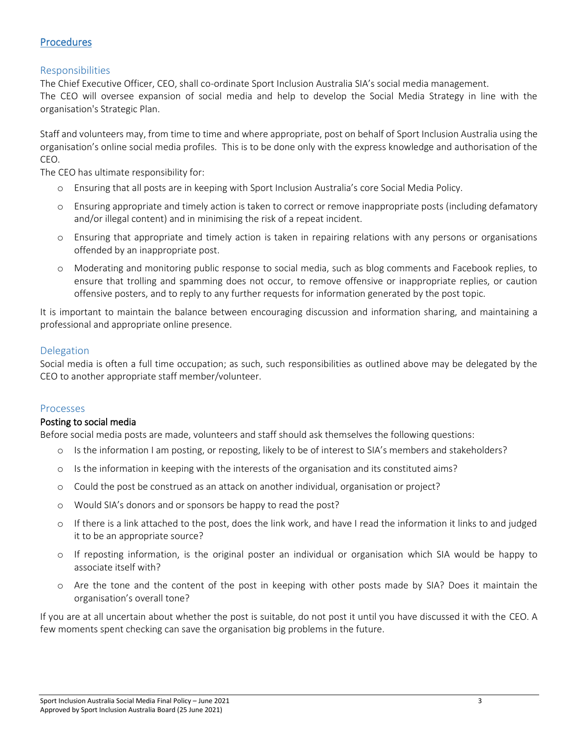## Procedures

### Responsibilities

The Chief Executive Officer, CEO, shall co-ordinate Sport Inclusion Australia SIA's social media management.
The CEO will oversee expansion of social media and help to develop the Social Media Strategy in line with the organisation's Strategic Plan.

Staff and volunteers may, from time to time and where appropriate, post on behalf of Sport Inclusion Australia using the organisation's online social media profiles. This is to be done only with the express knowledge and authorisation of the CEO.

The CEO has ultimate responsibility for:

- Ensuring that all posts are in keeping with Sport Inclusion Australia's core Social Media Policy.
- Ensuring appropriate and timely action is taken to correct or remove inappropriate posts (including defamatory and/or illegal content) and in minimising the risk of a repeat incident.
- Ensuring that appropriate and timely action is taken in repairing relations with any persons or organisations offended by an inappropriate post.
- Moderating and monitoring public response to social media, such as blog comments and Facebook replies, to ensure that trolling and spamming does not occur, to remove offensive or inappropriate replies, or caution offensive posters, and to reply to any further requests for information generated by the post topic.

It is important to maintain the balance between encouraging discussion and information sharing, and maintaining a professional and appropriate online presence.

### Delegation

Social media is often a full time occupation; as such, such responsibilities as outlined above may be delegated by the CEO to another appropriate staff member/volunteer.

### Processes

#### Posting to social media

Before social media posts are made, volunteers and staff should ask themselves the following questions:

- Is the information I am posting, or reposting, likely to be of interest to SIA's members and stakeholders?
- Is the information in keeping with the interests of the organisation and its constituted aims?
- Could the post be construed as an attack on another individual, organisation or project?
- Would SIA's donors and or sponsors be happy to read the post?
- If there is a link attached to the post, does the link work, and have I read the information it links to and judged it to be an appropriate source?
- If reposting information, is the original poster an individual or organisation which SIA would be happy to associate itself with?
- Are the tone and the content of the post in keeping with other posts made by SIA? Does it maintain the organisation's overall tone?

If you are at all uncertain about whether the post is suitable, do not post it until you have discussed it with the CEO. A few moments spent checking can save the organisation big problems in the future.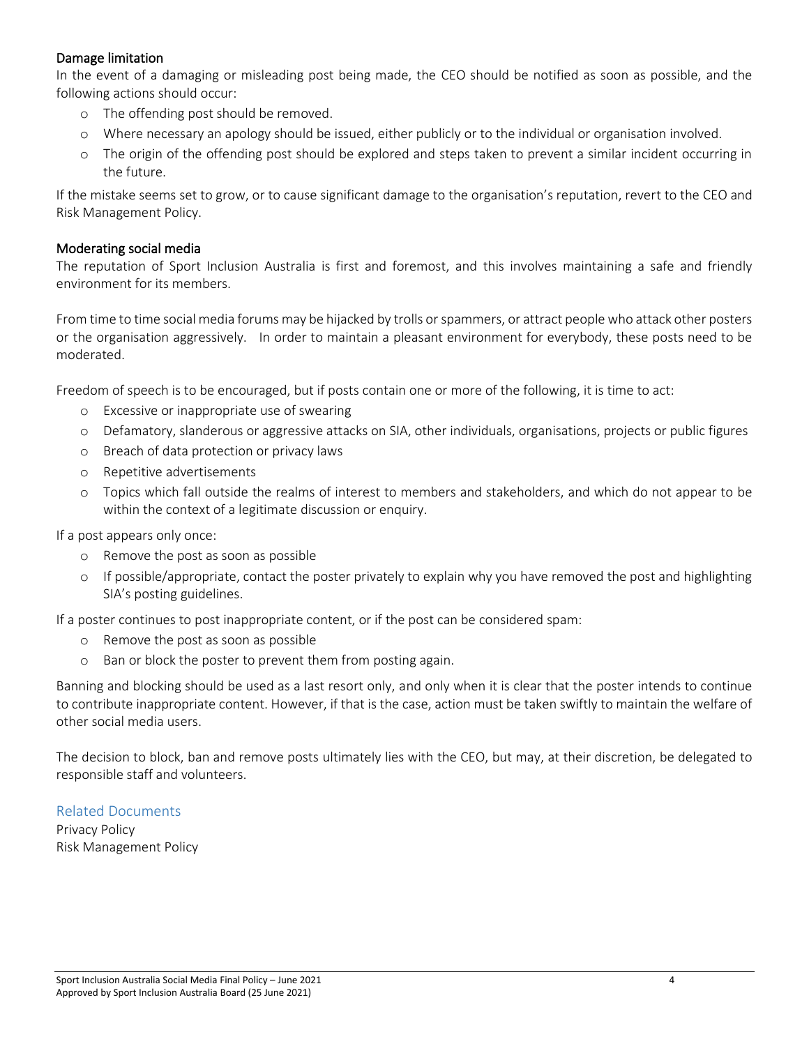### Damage limitation

In the event of a damaging or misleading post being made, the CEO should be notified as soon as possible, and the following actions should occur:

- The offending post should be removed.
- Where necessary an apology should be issued, either publicly or to the individual or organisation involved.
- The origin of the offending post should be explored and steps taken to prevent a similar incident occurring in the future.

If the mistake seems set to grow, or to cause significant damage to the organisation's reputation, revert to the CEO and Risk Management Policy.

### Moderating social media

The reputation of Sport Inclusion Australia is first and foremost, and this involves maintaining a safe and friendly environment for its members.

From time to time social media forums may be hijacked by trolls or spammers, or attract people who attack other posters or the organisation aggressively. In order to maintain a pleasant environment for everybody, these posts need to be moderated.

Freedom of speech is to be encouraged, but if posts contain one or more of the following, it is time to act:

- Excessive or inappropriate use of swearing
- Defamatory, slanderous or aggressive attacks on SIA, other individuals, organisations, projects or public figures
- Breach of data protection or privacy laws
- Repetitive advertisements
- Topics which fall outside the realms of interest to members and stakeholders, and which do not appear to be within the context of a legitimate discussion or enquiry.

If a post appears only once:

- Remove the post as soon as possible
- If possible/appropriate, contact the poster privately to explain why you have removed the post and highlighting SIA's posting guidelines.

If a poster continues to post inappropriate content, or if the post can be considered spam:

- Remove the post as soon as possible
- Ban or block the poster to prevent them from posting again.

Banning and blocking should be used as a last resort only, and only when it is clear that the poster intends to continue to contribute inappropriate content. However, if that is the case, action must be taken swiftly to maintain the welfare of other social media users.

The decision to block, ban and remove posts ultimately lies with the CEO, but may, at their discretion, be delegated to responsible staff and volunteers.

## Related Documents

Privacy Policy
Risk Management Policy